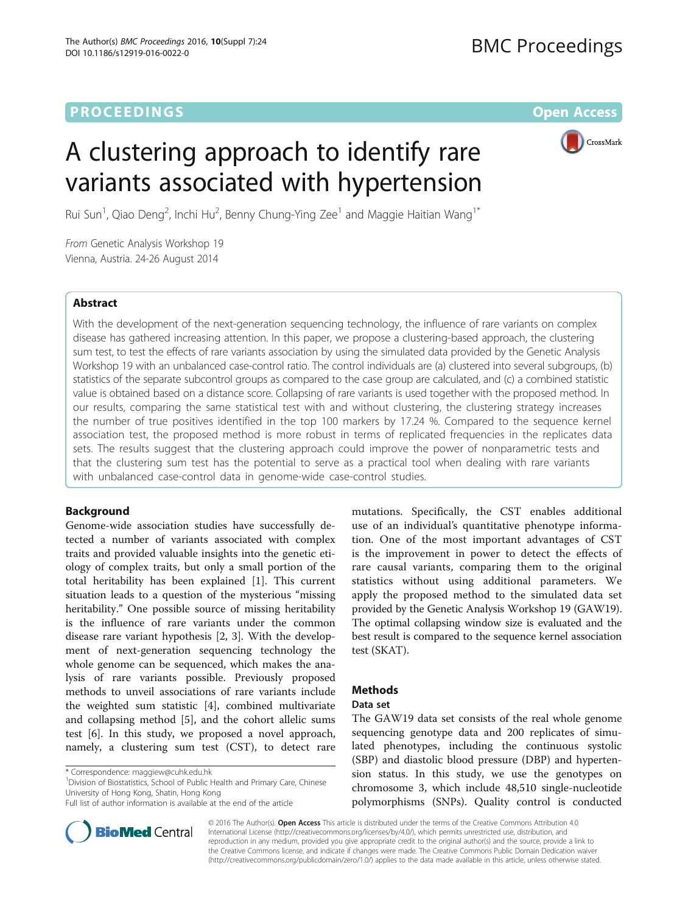PROCEEDINGS

Open Access

# A clustering approach to identify rare variants associated with hypertension

Rui Sun[1], Qiao Deng[2], Inchi Hu[2], Benny Chung-Ying Zee[1] and Maggie Haitian Wang[1*]

*From* Genetic Analysis Workshop 19
Vienna, Austria. 24-26 August 2014

## Abstract

With the development of the next-generation sequencing technology, the influence of rare variants on complex disease has gathered increasing attention. In this paper, we propose a clustering-based approach, the clustering sum test, to test the effects of rare variants association by using the simulated data provided by the Genetic Analysis Workshop 19 with an unbalanced case-control ratio. The control individuals are (a) clustered into several subgroups, (b) statistics of the separate subcontrol groups as compared to the case group are calculated, and (c) a combined statistic value is obtained based on a distance score. Collapsing of rare variants is used together with the proposed method. In our results, comparing the same statistical test with and without clustering, the clustering strategy increases the number of true positives identified in the top 100 markers by 17.24 %. Compared to the sequence kernel association test, the proposed method is more robust in terms of replicated frequencies in the replicates data sets. The results suggest that the clustering approach could improve the power of nonparametric tests and that the clustering sum test has the potential to serve as a practical tool when dealing with rare variants with unbalanced case-control data in genome-wide case-control studies.

## Background

Genome-wide association studies have successfully detected a number of variants associated with complex traits and provided valuable insights into the genetic etiology of complex traits, but only a small portion of the total heritability has been explained [1]. This current situation leads to a question of the mysterious "missing heritability." One possible source of missing heritability is the influence of rare variants under the common disease rare variant hypothesis [2, 3]. With the development of next-generation sequencing technology the whole genome can be sequenced, which makes the analysis of rare variants possible. Previously proposed methods to unveil associations of rare variants include the weighted sum statistic [4], combined multivariate and collapsing method [5], and the cohort allelic sums test [6]. In this study, we proposed a novel approach, namely, a clustering sum test (CST), to detect rare mutations. Specifically, the CST enables additional use of an individual's quantitative phenotype information. One of the most important advantages of CST is the improvement in power to detect the effects of rare causal variants, comparing them to the original statistics without using additional parameters. We apply the proposed method to the simulated data set provided by the Genetic Analysis Workshop 19 (GAW19). The optimal collapsing window size is evaluated and the best result is compared to the sequence kernel association test (SKAT).

## Methods

### Data set

The GAW19 data set consists of the real whole genome sequencing genotype data and 200 replicates of simulated phenotypes, including the continuous systolic (SBP) and diastolic blood pressure (DBP) and hypertension status. In this study, we use the genotypes on chromosome 3, which include 48,510 single-nucleotide polymorphisms (SNPs). Quality control is conducted

\* Correspondence: maggiew@cuhk.edu.hk
[1]Division of Biostatistics, School of Public Health and Primary Care, Chinese University of Hong Kong, Shatin, Hong Kong
Full list of author information is available at the end of the article

© 2016 The Author(s). **Open Access** This article is distributed under the terms of the Creative Commons Attribution 4.0 International License (http://creativecommons.org/licenses/by/4.0/), which permits unrestricted use, distribution, and reproduction in any medium, provided you give appropriate credit to the original author(s) and the source, provide a link to the Creative Commons license, and indicate if changes were made. The Creative Commons Public Domain Dedication waiver (http://creativecommons.org/publicdomain/zero/1.0/) applies to the data made available in this article, unless otherwise stated.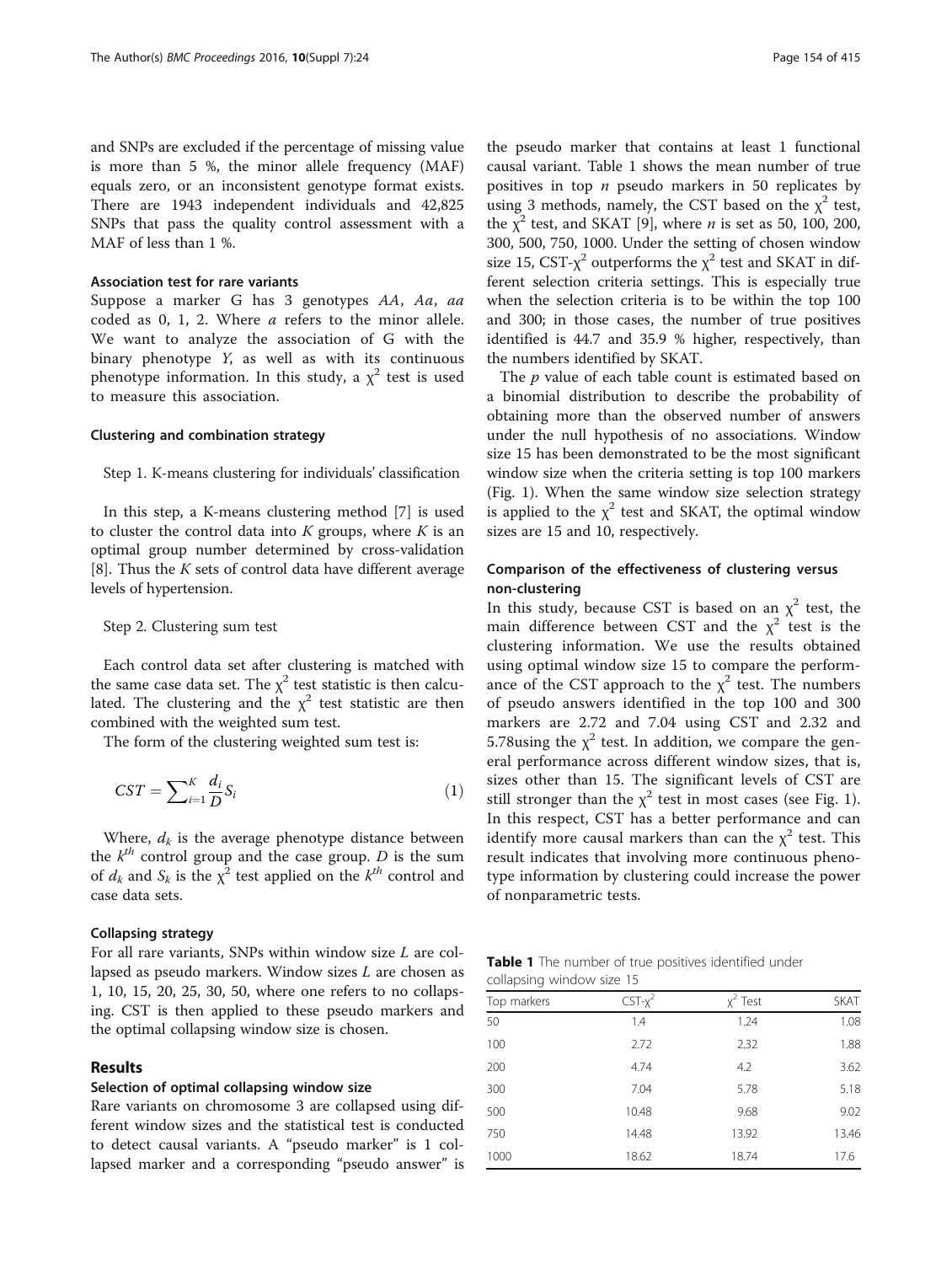and SNPs are excluded if the percentage of missing value is more than 5 %, the minor allele frequency (MAF) equals zero, or an inconsistent genotype format exists. There are 1943 independent individuals and 42,825 SNPs that pass the quality control assessment with a MAF of less than 1 %.

#### Association test for rare variants

Suppose a marker G has 3 genotypes *AA*, *Aa*, *aa* coded as 0, 1, 2. Where *a* refers to the minor allele. We want to analyze the association of G with the binary phenotype *Y*, as well as with its continuous phenotype information. In this study, a $\chi^2$ test is used to measure this association.

#### Clustering and combination strategy

Step 1. K-means clustering for individuals' classification

In this step, a K-means clustering method [7] is used to cluster the control data into $K$ groups, where $K$ is an optimal group number determined by cross-validation [8]. Thus the $K$ sets of control data have different average levels of hypertension.

Step 2. Clustering sum test

Each control data set after clustering is matched with the same case data set. The $\chi^2$ test statistic is then calculated. The clustering and the $\chi^2$ test statistic are then combined with the weighted sum test.

The form of the clustering weighted sum test is:

$$CST = \sum_{i=1}^{K} \frac{d_i}{D} S_i \tag{1}$$

Where, $d_k$ is the average phenotype distance between the $k^{th}$ control group and the case group. $D$ is the sum of $d_k$ and $S_k$ is the $\chi^2$ test applied on the $k^{th}$ control and case data sets.

#### Collapsing strategy

For all rare variants, SNPs within window size $L$ are collapsed as pseudo markers. Window sizes $L$ are chosen as 1, 10, 15, 20, 25, 30, 50, where one refers to no collapsing. CST is then applied to these pseudo markers and the optimal collapsing window size is chosen.

## Results

#### Selection of optimal collapsing window size

Rare variants on chromosome 3 are collapsed using different window sizes and the statistical test is conducted to detect causal variants. A "pseudo marker" is 1 collapsed marker and a corresponding "pseudo answer" is the pseudo marker that contains at least 1 functional causal variant. Table 1 shows the mean number of true positives in top *n* pseudo markers in 50 replicates by using 3 methods, namely, the CST based on the $\chi^2$ test, the $\chi^2$ test, and SKAT [9], where *n* is set as 50, 100, 200, 300, 500, 750, 1000. Under the setting of chosen window size 15, CST-$\chi^2$ outperforms the $\chi^2$ test and SKAT in different selection criteria settings. This is especially true when the selection criteria is to be within the top 100 and 300; in those cases, the number of true positives identified is 44.7 and 35.9 % higher, respectively, than the numbers identified by SKAT.

The *p* value of each table count is estimated based on a binomial distribution to describe the probability of obtaining more than the observed number of answers under the null hypothesis of no associations. Window size 15 has been demonstrated to be the most significant window size when the criteria setting is top 100 markers (Fig. 1). When the same window size selection strategy is applied to the $\chi^2$ test and SKAT, the optimal window sizes are 15 and 10, respectively.

#### Comparison of the effectiveness of clustering versus non-clustering

In this study, because CST is based on an $\chi^2$ test, the main difference between CST and the $\chi^2$ test is the clustering information. We use the results obtained using optimal window size 15 to compare the performance of the CST approach to the $\chi^2$ test. The numbers of pseudo answers identified in the top 100 and 300 markers are 2.72 and 7.04 using CST and 2.32 and 5.78using the $\chi^2$ test. In addition, we compare the general performance across different window sizes, that is, sizes other than 15. The significant levels of CST are still stronger than the $\chi^2$ test in most cases (see Fig. 1). In this respect, CST has a better performance and can identify more causal markers than can the $\chi^2$ test. This result indicates that involving more continuous phenotype information by clustering could increase the power of nonparametric tests.

**Table 1** The number of true positives identified under collapsing window size 15

| Top markers | CST-$\chi^2$ | $\chi^2$ Test | SKAT |
|---|---|---|---|
| 50 | 1.4 | 1.24 | 1.08 |
| 100 | 2.72 | 2.32 | 1.88 |
| 200 | 4.74 | 4.2 | 3.62 |
| 300 | 7.04 | 5.78 | 5.18 |
| 500 | 10.48 | 9.68 | 9.02 |
| 750 | 14.48 | 13.92 | 13.46 |
| 1000 | 18.62 | 18.74 | 17.6 |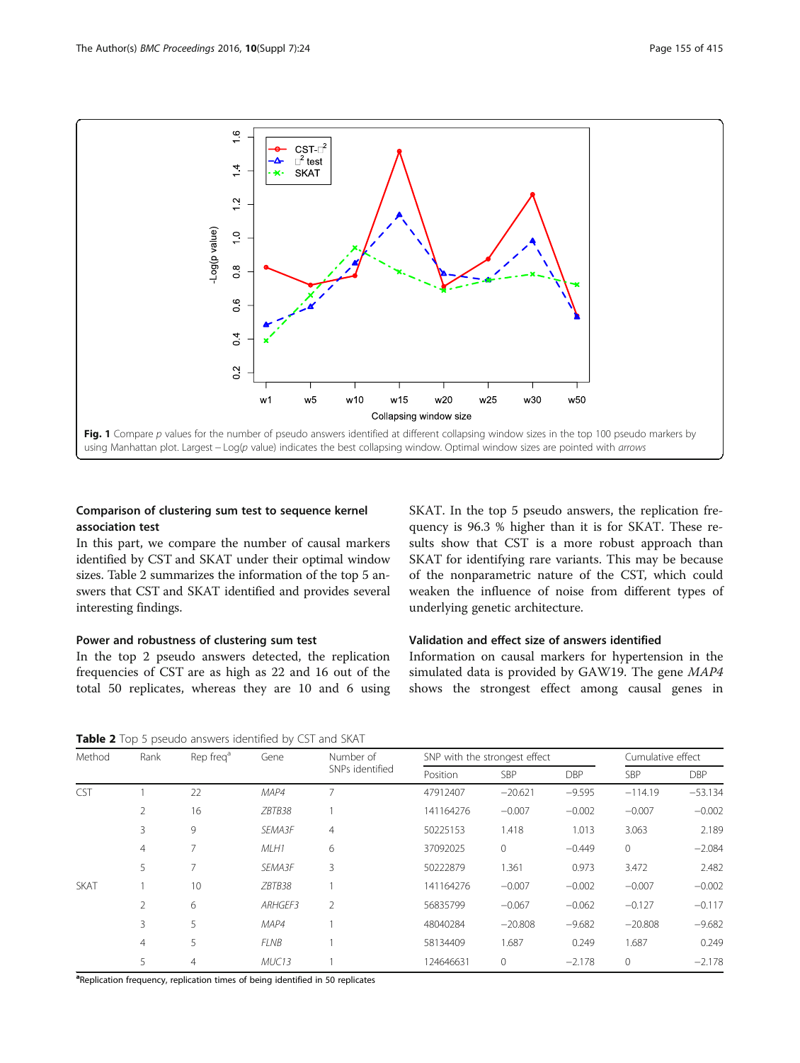**Fig. 1** Compare *p* values for the number of pseudo answers identified at different collapsing window sizes in the top 100 pseudo markers by using Manhattan plot. Largest − Log(*p* value) indicates the best collapsing window. Optimal window sizes are pointed with *arrows*

### Comparison of clustering sum test to sequence kernel association test

In this part, we compare the number of causal markers identified by CST and SKAT under their optimal window sizes. Table 2 summarizes the information of the top 5 answers that CST and SKAT identified and provides several interesting findings.

### Power and robustness of clustering sum test

In the top 2 pseudo answers detected, the replication frequencies of CST are as high as 22 and 16 out of the total 50 replicates, whereas they are 10 and 6 using SKAT. In the top 5 pseudo answers, the replication frequency is 96.3 % higher than it is for SKAT. These results show that CST is a more robust approach than SKAT for identifying rare variants. This may be because of the nonparametric nature of the CST, which could weaken the influence of noise from different types of underlying genetic architecture.

### Validation and effect size of answers identified

Information on causal markers for hypertension in the simulated data is provided by GAW19. The gene *MAP4* shows the strongest effect among causal genes in

**Table 2** Top 5 pseudo answers identified by CST and SKAT

| Method | Rank | Rep freq[a] | Gene | Number of SNPs identified | SNP with the strongest effect | | | Cumulative effect | |
|---|---|---|---|---|---|---|---|---|---|
| | | | | | Position | SBP | DBP | SBP | DBP |
| CST | 1 | 22 | *MAP4* | 7 | 47912407 | −20.621 | −9.595 | −114.19 | −53.134 |
| | 2 | 16 | *ZBTB38* | 1 | 141164276 | −0.007 | −0.002 | −0.007 | −0.002 |
| | 3 | 9 | *SEMA3F* | 4 | 50225153 | 1.418 | 1.013 | 3.063 | 2.189 |
| | 4 | 7 | *MLH1* | 6 | 37092025 | 0 | −0.449 | 0 | −2.084 |
| | 5 | 7 | *SEMA3F* | 3 | 50222879 | 1.361 | 0.973 | 3.472 | 2.482 |
| SKAT | 1 | 10 | *ZBTB38* | 1 | 141164276 | −0.007 | −0.002 | −0.007 | −0.002 |
| | 2 | 6 | *ARHGEF3* | 2 | 56835799 | −0.067 | −0.062 | −0.127 | −0.117 |
| | 3 | 5 | *MAP4* | 1 | 48040284 | −20.808 | −9.682 | −20.808 | −9.682 |
| | 4 | 5 | *FLNB* | 1 | 58134409 | 1.687 | 0.249 | 1.687 | 0.249 |
| | 5 | 4 | *MUC13* | 1 | 124646631 | 0 | −2.178 | 0 | −2.178 |

[a]Replication frequency, replication times of being identified in 50 replicates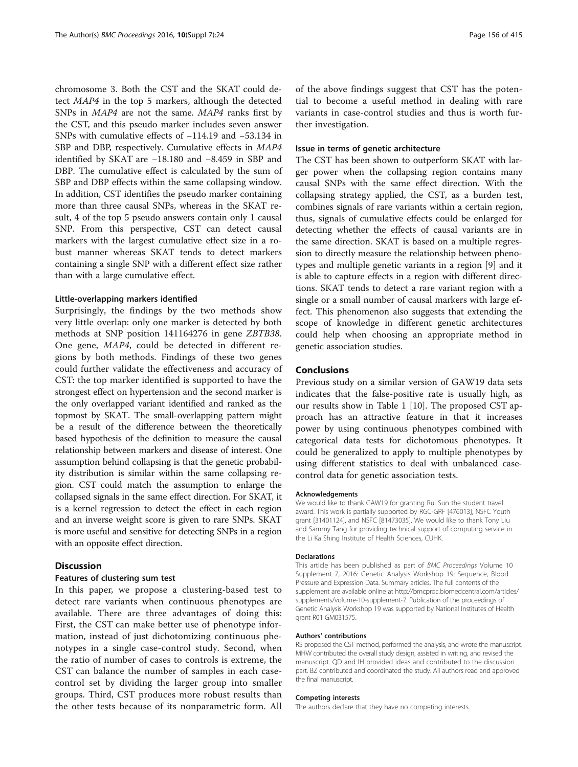chromosome 3. Both the CST and the SKAT could detect *MAP4* in the top 5 markers, although the detected SNPs in *MAP4* are not the same. *MAP4* ranks first by the CST, and this pseudo marker includes seven answer SNPs with cumulative effects of −114.19 and −53.134 in SBP and DBP, respectively. Cumulative effects in *MAP4* identified by SKAT are −18.180 and −8.459 in SBP and DBP. The cumulative effect is calculated by the sum of SBP and DBP effects within the same collapsing window. In addition, CST identifies the pseudo marker containing more than three causal SNPs, whereas in the SKAT result, 4 of the top 5 pseudo answers contain only 1 causal SNP. From this perspective, CST can detect causal markers with the largest cumulative effect size in a robust manner whereas SKAT tends to detect markers containing a single SNP with a different effect size rather than with a large cumulative effect.

#### Little-overlapping markers identified

Surprisingly, the findings by the two methods show very little overlap: only one marker is detected by both methods at SNP position 141164276 in gene *ZBTB38*. One gene, *MAP4*, could be detected in different regions by both methods. Findings of these two genes could further validate the effectiveness and accuracy of CST: the top marker identified is supported to have the strongest effect on hypertension and the second marker is the only overlapped variant identified and ranked as the topmost by SKAT. The small-overlapping pattern might be a result of the difference between the theoretically based hypothesis of the definition to measure the causal relationship between markers and disease of interest. One assumption behind collapsing is that the genetic probability distribution is similar within the same collapsing region. CST could match the assumption to enlarge the collapsed signals in the same effect direction. For SKAT, it is a kernel regression to detect the effect in each region and an inverse weight score is given to rare SNPs. SKAT is more useful and sensitive for detecting SNPs in a region with an opposite effect direction.

## Discussion

#### Features of clustering sum test

In this paper, we propose a clustering-based test to detect rare variants when continuous phenotypes are available. There are three advantages of doing this: First, the CST can make better use of phenotype information, instead of just dichotomizing continuous phenotypes in a single case-control study. Second, when the ratio of number of cases to controls is extreme, the CST can balance the number of samples in each case-control set by dividing the larger group into smaller groups. Third, CST produces more robust results than the other tests because of its nonparametric form. All of the above findings suggest that CST has the potential to become a useful method in dealing with rare variants in case-control studies and thus is worth further investigation.

#### Issue in terms of genetic architecture

The CST has been shown to outperform SKAT with larger power when the collapsing region contains many causal SNPs with the same effect direction. With the collapsing strategy applied, the CST, as a burden test, combines signals of rare variants within a certain region, thus, signals of cumulative effects could be enlarged for detecting whether the effects of causal variants are in the same direction. SKAT is based on a multiple regression to directly measure the relationship between phenotypes and multiple genetic variants in a region [9] and it is able to capture effects in a region with different directions. SKAT tends to detect a rare variant region with a single or a small number of causal markers with large effect. This phenomenon also suggests that extending the scope of knowledge in different genetic architectures could help when choosing an appropriate method in genetic association studies.

## Conclusions

Previous study on a similar version of GAW19 data sets indicates that the false-positive rate is usually high, as our results show in Table 1 [10]. The proposed CST approach has an attractive feature in that it increases power by using continuous phenotypes combined with categorical data tests for dichotomous phenotypes. It could be generalized to apply to multiple phenotypes by using different statistics to deal with unbalanced case-control data for genetic association tests.

#### Acknowledgements

We would like to thank GAW19 for granting Rui Sun the student travel award. This work is partially supported by RGC-GRF [476013], NSFC Youth grant [31401124], and NSFC [81473035]. We would like to thank Tony Liu and Sammy Tang for providing technical support of computing service in the Li Ka Shing Institute of Health Sciences, CUHK.

#### Declarations

This article has been published as part of *BMC Proceedings* Volume 10 Supplement 7, 2016: Genetic Analysis Workshop 19: Sequence, Blood Pressure and Expression Data. Summary articles. The full contents of the supplement are available online at http://bmcproc.biomedcentral.com/articles/supplements/volume-10-supplement-7. Publication of the proceedings of Genetic Analysis Workshop 19 was supported by National Institutes of Health grant R01 GM031575.

#### Authors' contributions

RS proposed the CST method, performed the analysis, and wrote the manuscript. MHW contributed the overall study design, assisted in writing, and revised the manuscript. QD and IH provided ideas and contributed to the discussion part. BZ contributed and coordinated the study. All authors read and approved the final manuscript.

#### Competing interests

The authors declare that they have no competing interests.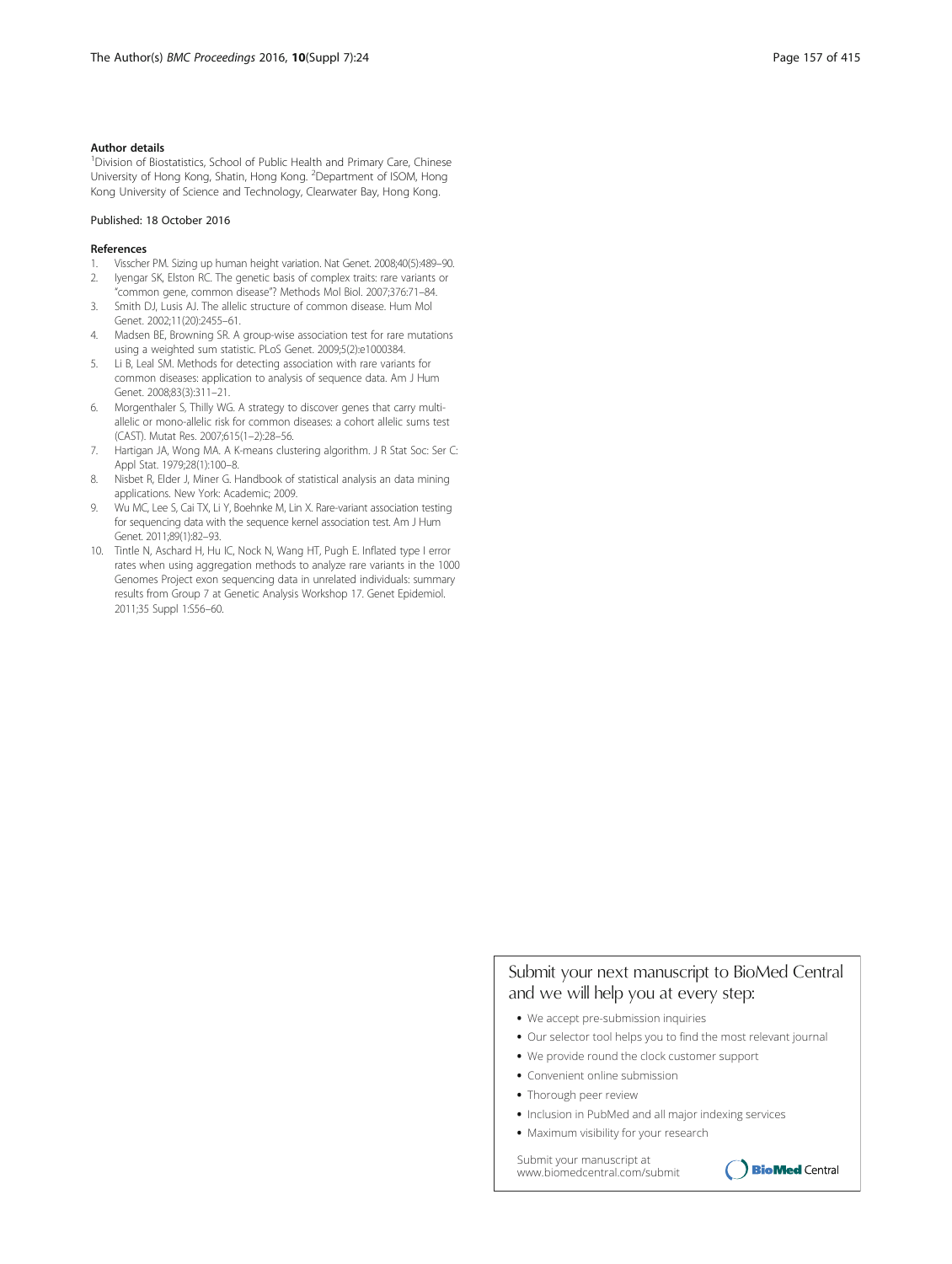#### Author details

[1]Division of Biostatistics, School of Public Health and Primary Care, Chinese University of Hong Kong, Shatin, Hong Kong. [2]Department of ISOM, Hong Kong University of Science and Technology, Clearwater Bay, Hong Kong.

Published: 18 October 2016

#### References

1. Visscher PM. Sizing up human height variation. Nat Genet. 2008;40(5):489–90.
2. Iyengar SK, Elston RC. The genetic basis of complex traits: rare variants or "common gene, common disease"? Methods Mol Biol. 2007;376:71–84.
3. Smith DJ, Lusis AJ. The allelic structure of common disease. Hum Mol Genet. 2002;11(20):2455–61.
4. Madsen BE, Browning SR. A group-wise association test for rare mutations using a weighted sum statistic. PLoS Genet. 2009;5(2):e1000384.
5. Li B, Leal SM. Methods for detecting association with rare variants for common diseases: application to analysis of sequence data. Am J Hum Genet. 2008;83(3):311–21.
6. Morgenthaler S, Thilly WG. A strategy to discover genes that carry multi-allelic or mono-allelic risk for common diseases: a cohort allelic sums test (CAST). Mutat Res. 2007;615(1–2):28–56.
7. Hartigan JA, Wong MA. A K-means clustering algorithm. J R Stat Soc: Ser C: Appl Stat. 1979;28(1):100–8.
8. Nisbet R, Elder J, Miner G. Handbook of statistical analysis an data mining applications. New York: Academic; 2009.
9. Wu MC, Lee S, Cai TX, Li Y, Boehnke M, Lin X. Rare-variant association testing for sequencing data with the sequence kernel association test. Am J Hum Genet. 2011;89(1):82–93.
10. Tintle N, Aschard H, Hu IC, Nock N, Wang HT, Pugh E. Inflated type I error rates when using aggregation methods to analyze rare variants in the 1000 Genomes Project exon sequencing data in unrelated individuals: summary results from Group 7 at Genetic Analysis Workshop 17. Genet Epidemiol. 2011;35 Suppl 1:S56–60.

Submit your next manuscript to BioMed Central and we will help you at every step:

- We accept pre-submission inquiries
- Our selector tool helps you to find the most relevant journal
- We provide round the clock customer support
- Convenient online submission
- Thorough peer review
- Inclusion in PubMed and all major indexing services
- Maximum visibility for your research

Submit your manuscript at www.biomedcentral.com/submit

BioMed Central